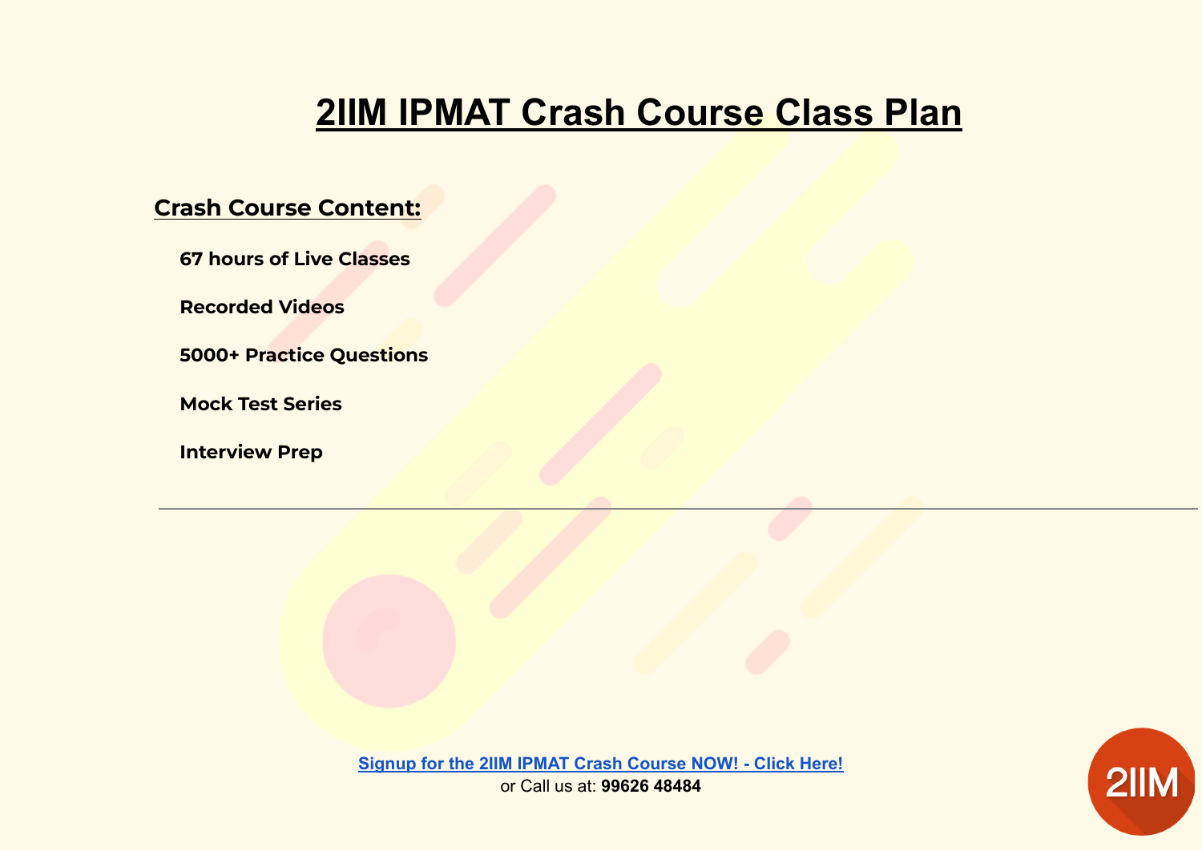# 2IIM IPMAT Crash Course Class Plan

## Crash Course Content:

**67 hours of Live Classes**

**Recorded Videos**

**5000+ Practice Questions**

**Mock Test Series**

**Interview Prep**

---

**Signup for the 2IIM IPMAT Crash Course NOW! - Click Here!**

or Call us at: **99626 48484**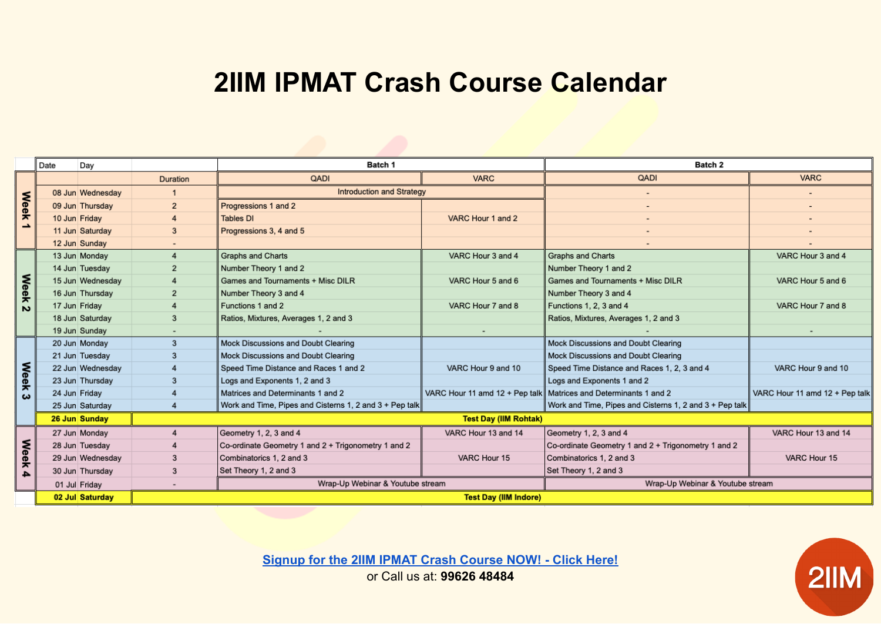# 2IIM IPMAT Crash Course Calendar

| Week | Date | Day | Duration | Batch 1 QADI | Batch 1 VARC | Batch 2 QADI | Batch 2 VARC |
|---|---|---|---|---|---|---|---|
| Week 1 | 08 Jun | Wednesday | 1 | Introduction and Strategy | | - | - |
| | 09 Jun | Thursday | 2 | Progressions 1 and 2 | VARC Hour 1 and 2 | - | - |
| | 10 Jun | Friday | 4 | Tables DI | | - | - |
| | 11 Jun | Saturday | 3 | Progressions 3, 4 and 5 | | - | - |
| | 12 Jun | Sunday | - | | | - | - |
| Week 2 | 13 Jun | Monday | 4 | Graphs and Charts | VARC Hour 3 and 4 | Graphs and Charts | VARC Hour 3 and 4 |
| | 14 Jun | Tuesday | 2 | Number Theory 1 and 2 | | Number Theory 1 and 2 | |
| | 15 Jun | Wednesday | 4 | Games and Tournaments + Misc DILR | VARC Hour 5 and 6 | Games and Tournaments + Misc DILR | VARC Hour 5 and 6 |
| | 16 Jun | Thursday | 2 | Number Theory 3 and 4 | | Number Theory 3 and 4 | |
| | 17 Jun | Friday | 4 | Functions 1 and 2 | VARC Hour 7 and 8 | Functions 1, 2, 3 and 4 | VARC Hour 7 and 8 |
| | 18 Jun | Saturday | 3 | Ratios, Mixtures, Averages 1, 2 and 3 | | Ratios, Mixtures, Averages 1, 2 and 3 | |
| | 19 Jun | Sunday | - | - | - | - | - |
| Week 3 | 20 Jun | Monday | 3 | Mock Discussions and Doubt Clearing | | Mock Discussions and Doubt Clearing | |
| | 21 Jun | Tuesday | 3 | Mock Discussions and Doubt Clearing | | Mock Discussions and Doubt Clearing | |
| | 22 Jun | Wednesday | 4 | Speed Time Distance and Races 1 and 2 | VARC Hour 9 and 10 | Speed Time Distance and Races 1, 2, 3 and 4 | VARC Hour 9 and 10 |
| | 23 Jun | Thursday | 3 | Logs and Exponents 1, 2 and 3 | | Logs and Exponents 1 and 2 | |
| | 24 Jun | Friday | 4 | Matrices and Determinants 1 and 2 | VARC Hour 11 amd 12 + Pep talk | Matrices and Determinants 1 and 2 | VARC Hour 11 amd 12 + Pep talk |
| | 25 Jun | Saturday | 4 | Work and Time, Pipes and Cisterns 1, 2 and 3 + Pep talk | | Work and Time, Pipes and Cisterns 1, 2 and 3 + Pep talk | |
| | **26 Jun** | **Sunday** | **Test Day (IIM Rohtak)** | | | | |
| Week 4 | 27 Jun | Monday | 4 | Geometry 1, 2, 3 and 4 | VARC Hour 13 and 14 | Geometry 1, 2, 3 and 4 | VARC Hour 13 and 14 |
| | 28 Jun | Tuesday | 4 | Co-ordinate Geometry 1 and 2 + Trigonometry 1 and 2 | | Co-ordinate Geometry 1 and 2 + Trigonometry 1 and 2 | |
| | 29 Jun | Wednesday | 3 | Combinatorics 1, 2 and 3 | VARC Hour 15 | Combinatorics 1, 2 and 3 | VARC Hour 15 |
| | 30 Jun | Thursday | 3 | Set Theory 1, 2 and 3 | | Set Theory 1, 2 and 3 | |
| | 01 Jul | Friday | - | Wrap-Up Webinar & Youtube stream | | Wrap-Up Webinar & Youtube stream | |
| | **02 Jul** | **Saturday** | **Test Day (IIM Indore)** | | | | |

[Signup for the 2IIM IPMAT Crash Course NOW! - Click Here!]

or Call us at: **99626 48484**

2IIM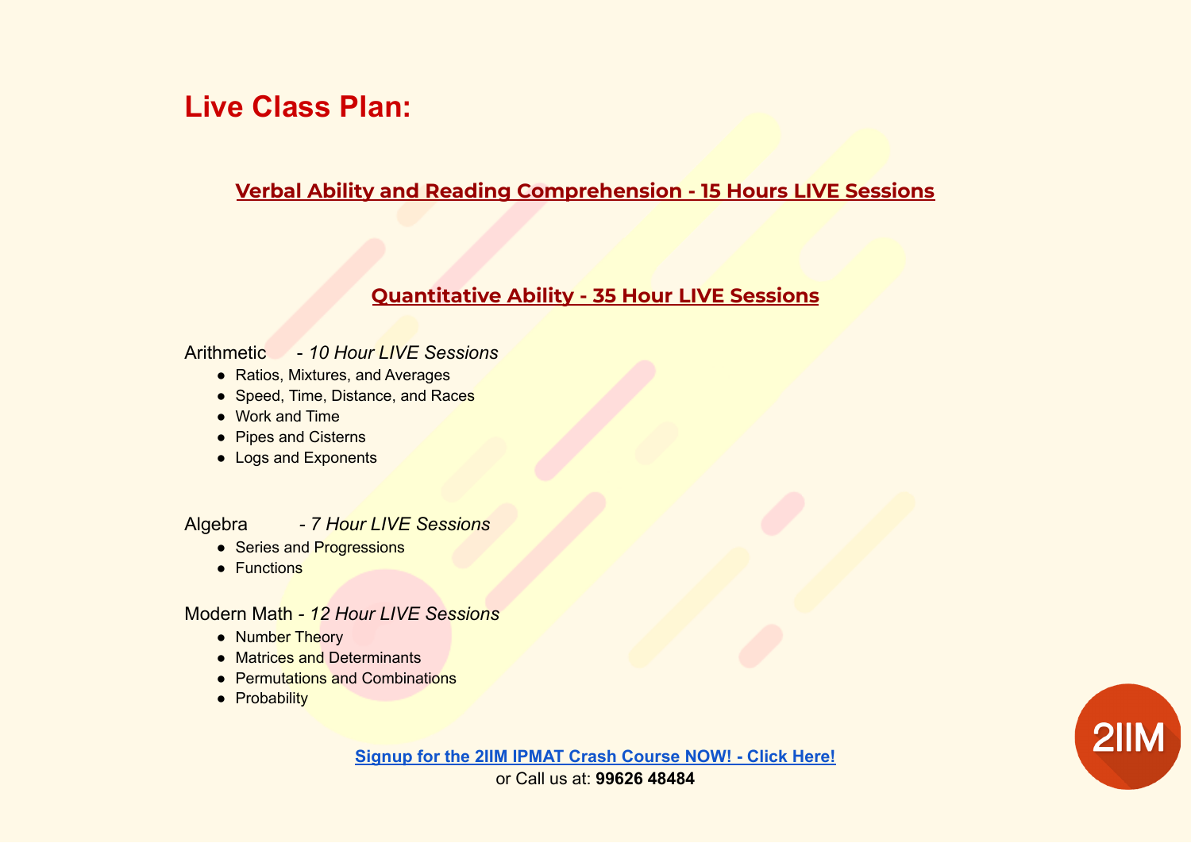# Live Class Plan:

## Verbal Ability and Reading Comprehension - 15 Hours LIVE Sessions

## Quantitative Ability - 35 Hour LIVE Sessions

Arithmetic - *10 Hour LIVE Sessions*

- Ratios, Mixtures, and Averages
- Speed, Time, Distance, and Races
- Work and Time
- Pipes and Cisterns
- Logs and Exponents

Algebra - *7 Hour LIVE Sessions*

- Series and Progressions
- Functions

Modern Math - *12 Hour LIVE Sessions*

- Number Theory
- Matrices and Determinants
- Permutations and Combinations
- Probability

[Signup for the 2IIM IPMAT Crash Course NOW! - Click Here!]

or Call us at: **99626 48484**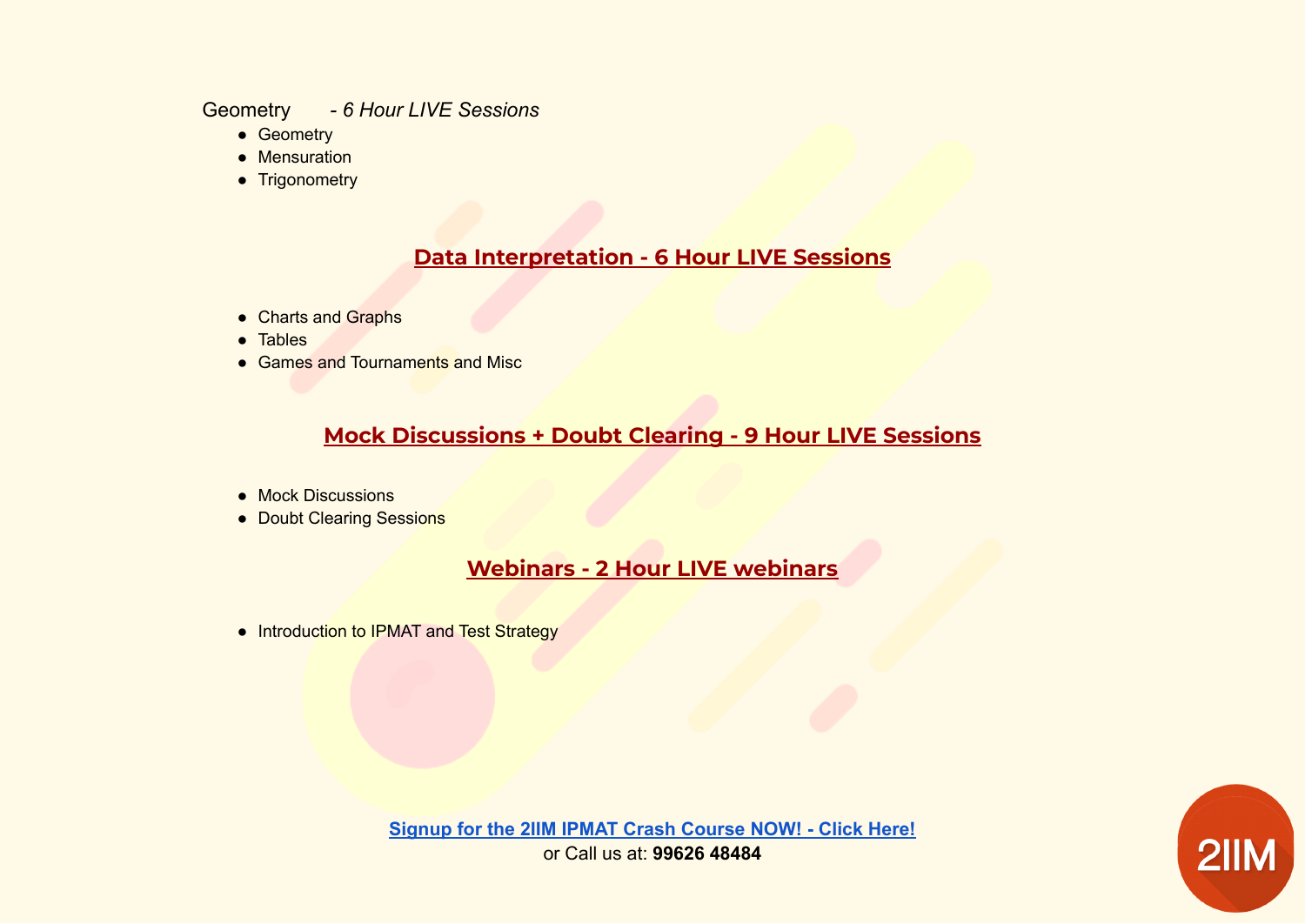Geometry *- 6 Hour LIVE Sessions*

- Geometry
- Mensuration
- Trigonometry

## Data Interpretation - 6 Hour LIVE Sessions

- Charts and Graphs
- Tables
- Games and Tournaments and Misc

## Mock Discussions + Doubt Clearing - 9 Hour LIVE Sessions

- Mock Discussions
- Doubt Clearing Sessions

## Webinars - 2 Hour LIVE webinars

- Introduction to IPMAT and Test Strategy

**Signup for the 2IIM IPMAT Crash Course NOW! - Click Here!**

or Call us at: **99626 48484**